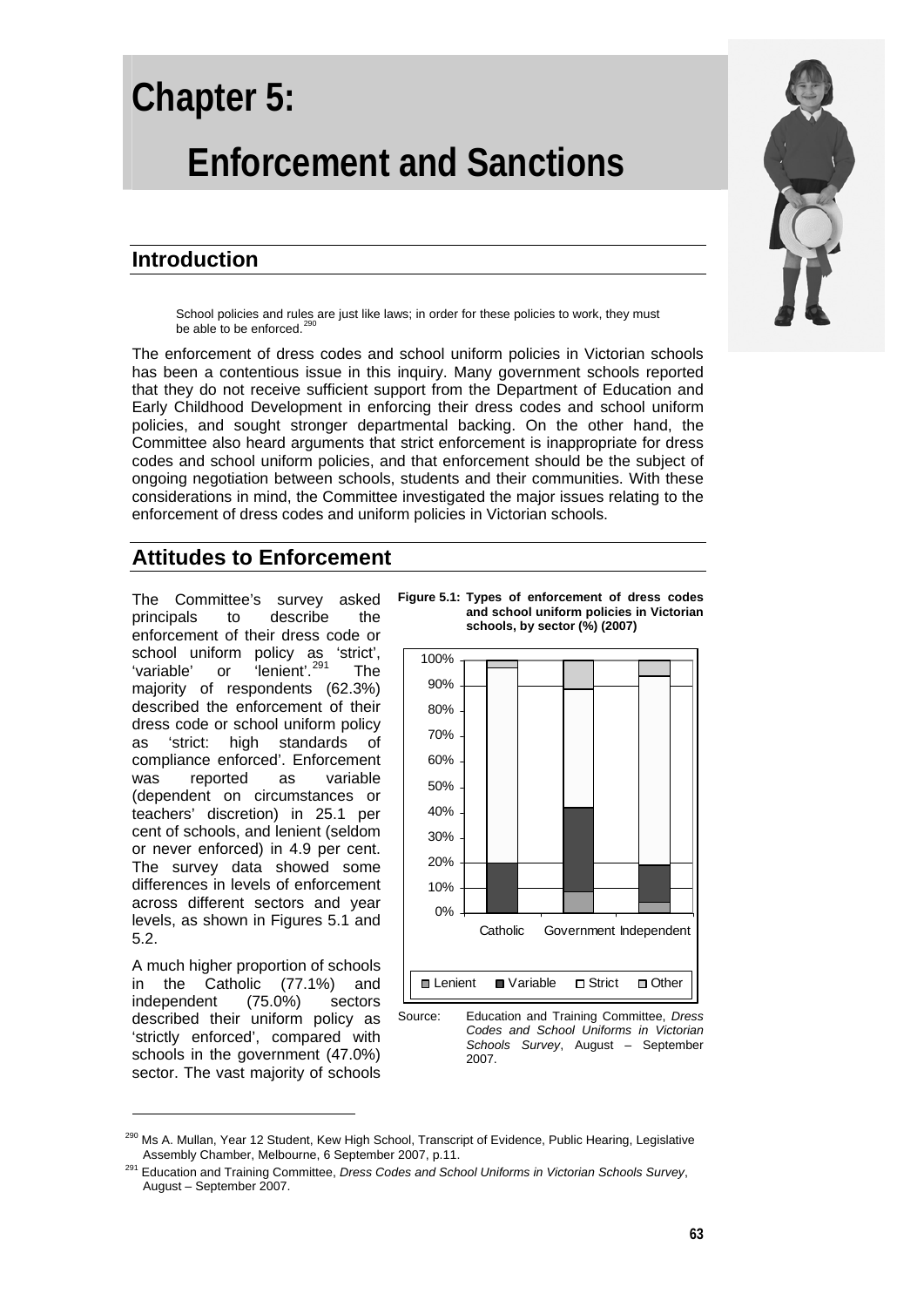# Chapter 5:

# Enforcement and Sanctions

## Introduction

> School policies and rules are just like laws; in order for these policies to work, they must be able to be enforced.[290]

The enforcement of dress codes and school uniform policies in Victorian schools has been a contentious issue in this inquiry. Many government schools reported that they do not receive sufficient support from the Department of Education and Early Childhood Development in enforcing their dress codes and school uniform policies, and sought stronger departmental backing. On the other hand, the Committee also heard arguments that strict enforcement is inappropriate for dress codes and school uniform policies, and that enforcement should be the subject of ongoing negotiation between schools, students and their communities. With these considerations in mind, the Committee investigated the major issues relating to the enforcement of dress codes and uniform policies in Victorian schools.

## Attitudes to Enforcement

The Committee's survey asked principals to describe the enforcement of their dress code or school uniform policy as 'strict', 'variable' or 'lenient'.[291] The majority of respondents (62.3%) described the enforcement of their dress code or school uniform policy as 'strict: high standards of compliance enforced'. Enforcement was reported as variable (dependent on circumstances or teachers' discretion) in 25.1 per cent of schools, and lenient (seldom or never enforced) in 4.9 per cent. The survey data showed some differences in levels of enforcement across different sectors and year levels, as shown in Figures 5.1 and 5.2.

**Figure 5.1: Types of enforcement of dress codes and school uniform policies in Victorian schools, by sector (%) (2007)**

Source: Education and Training Committee, *Dress Codes and School Uniforms in Victorian Schools Survey*, August – September 2007.

A much higher proportion of schools in the Catholic (77.1%) and independent (75.0%) sectors described their uniform policy as 'strictly enforced', compared with schools in the government (47.0%) sector. The vast majority of schools

---

[290] Ms A. Mullan, Year 12 Student, Kew High School, Transcript of Evidence, Public Hearing, Legislative Assembly Chamber, Melbourne, 6 September 2007, p.11.

[291] Education and Training Committee, *Dress Codes and School Uniforms in Victorian Schools Survey*, August – September 2007.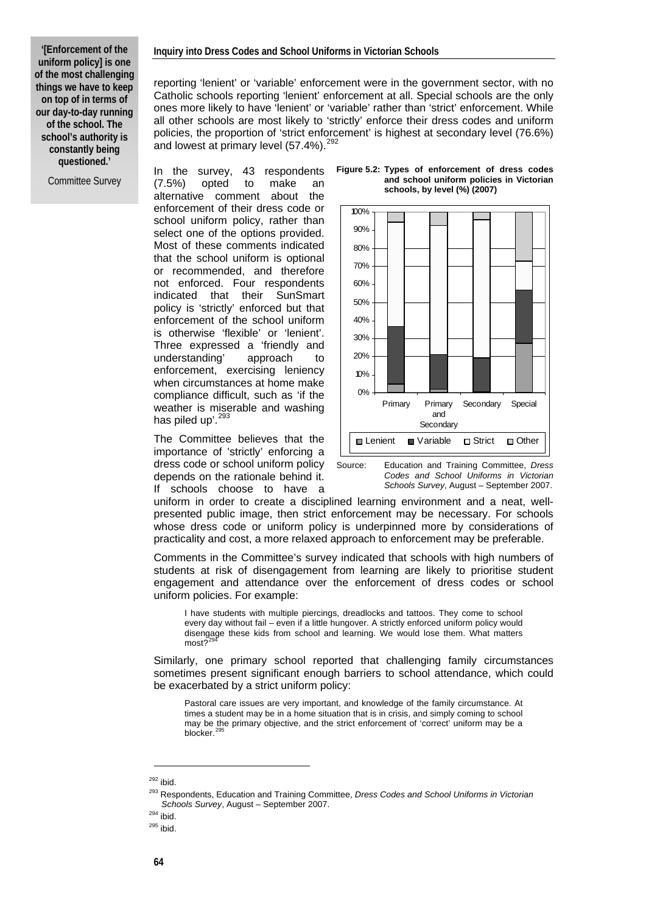> **'[Enforcement of the uniform policy] is one of the most challenging things we have to keep on top of in terms of our day-to-day running of the school. The school's authority is constantly being questioned.'**
>
> Committee Survey

reporting 'lenient' or 'variable' enforcement were in the government sector, with no Catholic schools reporting 'lenient' enforcement at all. Special schools are the only ones more likely to have 'lenient' or 'variable' rather than 'strict' enforcement. While all other schools are most likely to 'strictly' enforce their dress codes and uniform policies, the proportion of 'strict enforcement' is highest at secondary level (76.6%) and lowest at primary level (57.4%).[292]

In the survey, 43 respondents (7.5%) opted to make an alternative comment about the enforcement of their dress code or school uniform policy, rather than select one of the options provided. Most of these comments indicated that the school uniform is optional or recommended, and therefore not enforced. Four respondents indicated that their SunSmart policy is 'strictly' enforced but that enforcement of the school uniform is otherwise 'flexible' or 'lenient'. Three expressed a 'friendly and understanding' approach to enforcement, exercising leniency when circumstances at home make compliance difficult, such as 'if the weather is miserable and washing has piled up'.[293]

**Figure 5.2: Types of enforcement of dress codes and school uniform policies in Victorian schools, by level (%) (2007)**

Source: Education and Training Committee, *Dress Codes and School Uniforms in Victorian Schools Survey*, August – September 2007.

The Committee believes that the importance of 'strictly' enforcing a dress code or school uniform policy depends on the rationale behind it. If schools choose to have a uniform in order to create a disciplined learning environment and a neat, well-presented public image, then strict enforcement may be necessary. For schools whose dress code or uniform policy is underpinned more by considerations of practicality and cost, a more relaxed approach to enforcement may be preferable.

Comments in the Committee's survey indicated that schools with high numbers of students at risk of disengagement from learning are likely to prioritise student engagement and attendance over the enforcement of dress codes or school uniform policies. For example:

> I have students with multiple piercings, dreadlocks and tattoos. They come to school every day without fail – even if a little hungover. A strictly enforced uniform policy would disengage these kids from school and learning. We would lose them. What matters most?[294]

Similarly, one primary school reported that challenging family circumstances sometimes present significant enough barriers to school attendance, which could be exacerbated by a strict uniform policy:

> Pastoral care issues are very important, and knowledge of the family circumstance. At times a student may be in a home situation that is in crisis, and simply coming to school may be the primary objective, and the strict enforcement of 'correct' uniform may be a blocker.[295]

---

[292] ibid.

[293] Respondents, Education and Training Committee, *Dress Codes and School Uniforms in Victorian Schools Survey*, August – September 2007.

[294] ibid.

[295] ibid.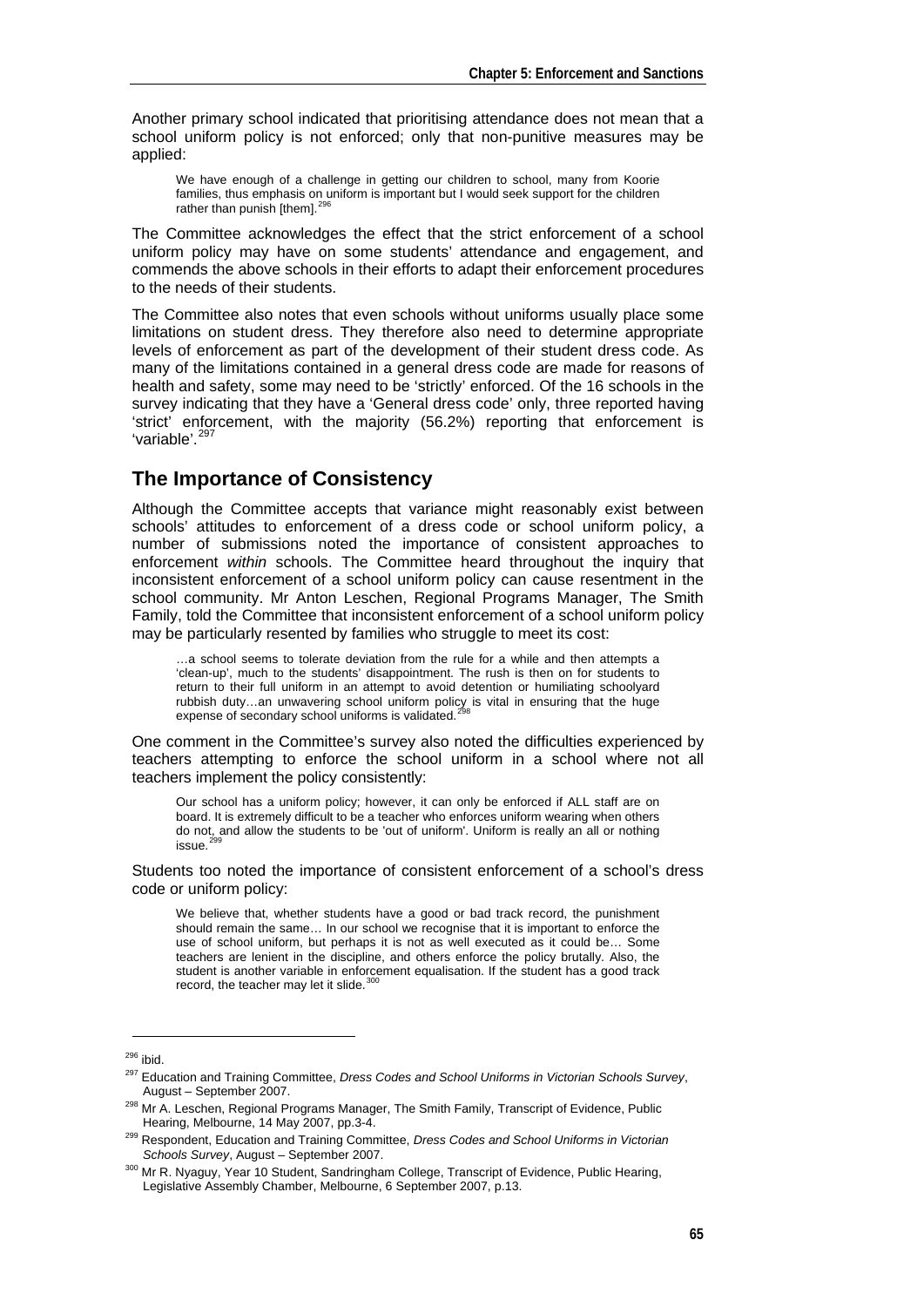Another primary school indicated that prioritising attendance does not mean that a school uniform policy is not enforced; only that non-punitive measures may be applied:

> We have enough of a challenge in getting our children to school, many from Koorie families, thus emphasis on uniform is important but I would seek support for the children rather than punish [them].[296]

The Committee acknowledges the effect that the strict enforcement of a school uniform policy may have on some students' attendance and engagement, and commends the above schools in their efforts to adapt their enforcement procedures to the needs of their students.

The Committee also notes that even schools without uniforms usually place some limitations on student dress. They therefore also need to determine appropriate levels of enforcement as part of the development of their student dress code. As many of the limitations contained in a general dress code are made for reasons of health and safety, some may need to be 'strictly' enforced. Of the 16 schools in the survey indicating that they have a 'General dress code' only, three reported having 'strict' enforcement, with the majority (56.2%) reporting that enforcement is 'variable'.[297]

## The Importance of Consistency

Although the Committee accepts that variance might reasonably exist between schools' attitudes to enforcement of a dress code or school uniform policy, a number of submissions noted the importance of consistent approaches to enforcement *within* schools. The Committee heard throughout the inquiry that inconsistent enforcement of a school uniform policy can cause resentment in the school community. Mr Anton Leschen, Regional Programs Manager, The Smith Family, told the Committee that inconsistent enforcement of a school uniform policy may be particularly resented by families who struggle to meet its cost:

> …a school seems to tolerate deviation from the rule for a while and then attempts a 'clean-up', much to the students' disappointment. The rush is then on for students to return to their full uniform in an attempt to avoid detention or humiliating schoolyard rubbish duty…an unwavering school uniform policy is vital in ensuring that the huge expense of secondary school uniforms is validated.[298]

One comment in the Committee's survey also noted the difficulties experienced by teachers attempting to enforce the school uniform in a school where not all teachers implement the policy consistently:

> Our school has a uniform policy; however, it can only be enforced if ALL staff are on board. It is extremely difficult to be a teacher who enforces uniform wearing when others do not, and allow the students to be 'out of uniform'. Uniform is really an all or nothing issue.[299]

Students too noted the importance of consistent enforcement of a school's dress code or uniform policy:

> We believe that, whether students have a good or bad track record, the punishment should remain the same… In our school we recognise that it is important to enforce the use of school uniform, but perhaps it is not as well executed as it could be… Some teachers are lenient in the discipline, and others enforce the policy brutally. Also, the student is another variable in enforcement equalisation. If the student has a good track record, the teacher may let it slide.[300]

---

[296] ibid.

[297] Education and Training Committee, *Dress Codes and School Uniforms in Victorian Schools Survey*, August – September 2007.

[298] Mr A. Leschen, Regional Programs Manager, The Smith Family, Transcript of Evidence, Public Hearing, Melbourne, 14 May 2007, pp.3-4.

[299] Respondent, Education and Training Committee, *Dress Codes and School Uniforms in Victorian Schools Survey*, August – September 2007.

[300] Mr R. Nyaguy, Year 10 Student, Sandringham College, Transcript of Evidence, Public Hearing, Legislative Assembly Chamber, Melbourne, 6 September 2007, p.13.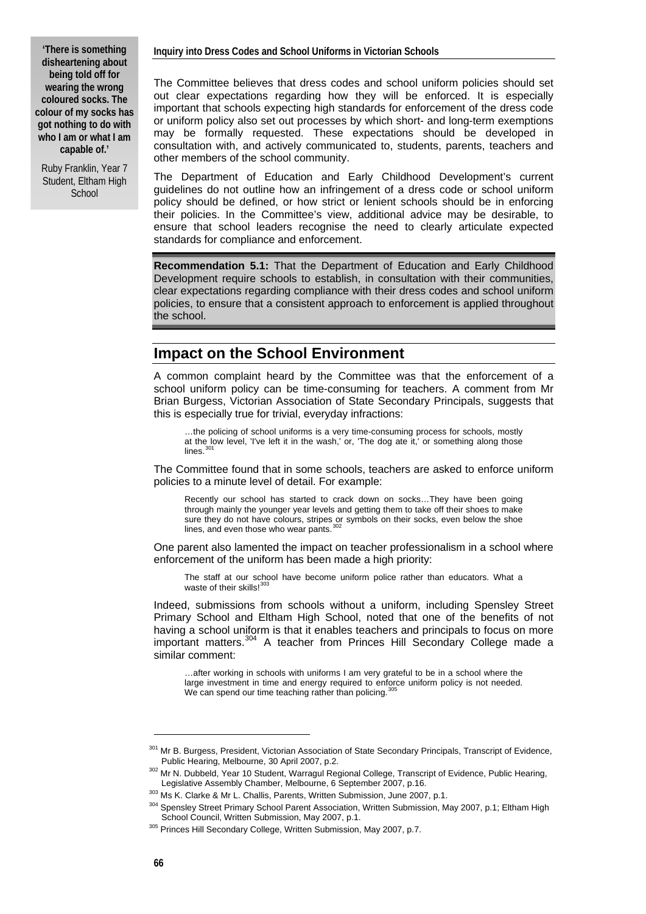> **'There is something disheartening about being told off for wearing the wrong coloured socks. The colour of my socks has got nothing to do with who I am or what I am capable of.'**
>
> Ruby Franklin, Year 7 Student, Eltham High School

The Committee believes that dress codes and school uniform policies should set out clear expectations regarding how they will be enforced. It is especially important that schools expecting high standards for enforcement of the dress code or uniform policy also set out processes by which short- and long-term exemptions may be formally requested. These expectations should be developed in consultation with, and actively communicated to, students, parents, teachers and other members of the school community.

The Department of Education and Early Childhood Development's current guidelines do not outline how an infringement of a dress code or school uniform policy should be defined, or how strict or lenient schools should be in enforcing their policies. In the Committee's view, additional advice may be desirable, to ensure that school leaders recognise the need to clearly articulate expected standards for compliance and enforcement.

**Recommendation 5.1:** That the Department of Education and Early Childhood Development require schools to establish, in consultation with their communities, clear expectations regarding compliance with their dress codes and school uniform policies, to ensure that a consistent approach to enforcement is applied throughout the school.

## Impact on the School Environment

A common complaint heard by the Committee was that the enforcement of a school uniform policy can be time-consuming for teachers. A comment from Mr Brian Burgess, Victorian Association of State Secondary Principals, suggests that this is especially true for trivial, everyday infractions:

> …the policing of school uniforms is a very time-consuming process for schools, mostly at the low level, 'I've left it in the wash,' or, 'The dog ate it,' or something along those lines.[301]

The Committee found that in some schools, teachers are asked to enforce uniform policies to a minute level of detail. For example:

> Recently our school has started to crack down on socks…They have been going through mainly the younger year levels and getting them to take off their shoes to make sure they do not have colours, stripes or symbols on their socks, even below the shoe lines, and even those who wear pants.[302]

One parent also lamented the impact on teacher professionalism in a school where enforcement of the uniform has been made a high priority:

> The staff at our school have become uniform police rather than educators. What a waste of their skills![303]

Indeed, submissions from schools without a uniform, including Spensley Street Primary School and Eltham High School, noted that one of the benefits of not having a school uniform is that it enables teachers and principals to focus on more important matters.[304] A teacher from Princes Hill Secondary College made a similar comment:

> …after working in schools with uniforms I am very grateful to be in a school where the large investment in time and energy required to enforce uniform policy is not needed. We can spend our time teaching rather than policing.[305]

---

[301] Mr B. Burgess, President, Victorian Association of State Secondary Principals, Transcript of Evidence, Public Hearing, Melbourne, 30 April 2007, p.2.

[302] Mr N. Dubbeld, Year 10 Student, Warragul Regional College, Transcript of Evidence, Public Hearing, Legislative Assembly Chamber, Melbourne, 6 September 2007, p.16.

[303] Ms K. Clarke & Mr L. Challis, Parents, Written Submission, June 2007, p.1.

[304] Spensley Street Primary School Parent Association, Written Submission, May 2007, p.1; Eltham High School Council, Written Submission, May 2007, p.1.

[305] Princes Hill Secondary College, Written Submission, May 2007, p.7.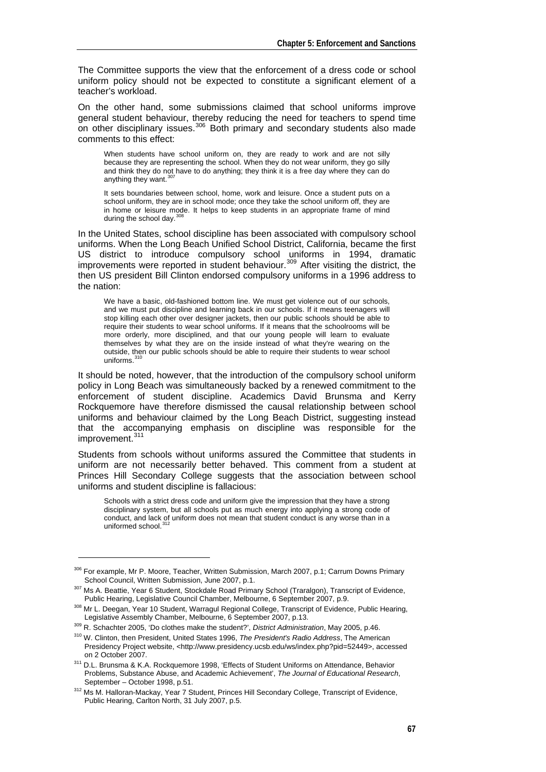The Committee supports the view that the enforcement of a dress code or school uniform policy should not be expected to constitute a significant element of a teacher's workload.

On the other hand, some submissions claimed that school uniforms improve general student behaviour, thereby reducing the need for teachers to spend time on other disciplinary issues.[306] Both primary and secondary students also made comments to this effect:

> When students have school uniform on, they are ready to work and are not silly because they are representing the school. When they do not wear uniform, they go silly and think they do not have to do anything; they think it is a free day where they can do anything they want.[307]

> It sets boundaries between school, home, work and leisure. Once a student puts on a school uniform, they are in school mode; once they take the school uniform off, they are in home or leisure mode. It helps to keep students in an appropriate frame of mind during the school day.[308]

In the United States, school discipline has been associated with compulsory school uniforms. When the Long Beach Unified School District, California, became the first US district to introduce compulsory school uniforms in 1994, dramatic improvements were reported in student behaviour.[309] After visiting the district, the then US president Bill Clinton endorsed compulsory uniforms in a 1996 address to the nation:

> We have a basic, old-fashioned bottom line. We must get violence out of our schools, and we must put discipline and learning back in our schools. If it means teenagers will stop killing each other over designer jackets, then our public schools should be able to require their students to wear school uniforms. If it means that the schoolrooms will be more orderly, more disciplined, and that our young people will learn to evaluate themselves by what they are on the inside instead of what they're wearing on the outside, then our public schools should be able to require their students to wear school uniforms.[310]

It should be noted, however, that the introduction of the compulsory school uniform policy in Long Beach was simultaneously backed by a renewed commitment to the enforcement of student discipline. Academics David Brunsma and Kerry Rockquemore have therefore dismissed the causal relationship between school uniforms and behaviour claimed by the Long Beach District, suggesting instead that the accompanying emphasis on discipline was responsible for the improvement.[311]

Students from schools without uniforms assured the Committee that students in uniform are not necessarily better behaved. This comment from a student at Princes Hill Secondary College suggests that the association between school uniforms and student discipline is fallacious:

> Schools with a strict dress code and uniform give the impression that they have a strong disciplinary system, but all schools put as much energy into applying a strong code of conduct, and lack of uniform does not mean that student conduct is any worse than in a uniformed school.[312]

---

[306] For example, Mr P. Moore, Teacher, Written Submission, March 2007, p.1; Carrum Downs Primary School Council, Written Submission, June 2007, p.1.

[307] Ms A. Beattie, Year 6 Student, Stockdale Road Primary School (Traralgon), Transcript of Evidence, Public Hearing, Legislative Council Chamber, Melbourne, 6 September 2007, p.9.

[308] Mr L. Deegan, Year 10 Student, Warragul Regional College, Transcript of Evidence, Public Hearing, Legislative Assembly Chamber, Melbourne, 6 September 2007, p.13.

[309] R. Schachter 2005, 'Do clothes make the student?', *District Administration*, May 2005, p.46.

[310] W. Clinton, then President, United States 1996, *The President's Radio Address*, The American Presidency Project website, <http://www.presidency.ucsb.edu/ws/index.php?pid=52449>, accessed on 2 October 2007.

[311] D.L. Brunsma & K.A. Rockquemore 1998, 'Effects of Student Uniforms on Attendance, Behavior Problems, Substance Abuse, and Academic Achievement', *The Journal of Educational Research*, September – October 1998, p.51.

[312] Ms M. Halloran-Mackay, Year 7 Student, Princes Hill Secondary College, Transcript of Evidence, Public Hearing, Carlton North, 31 July 2007, p.5.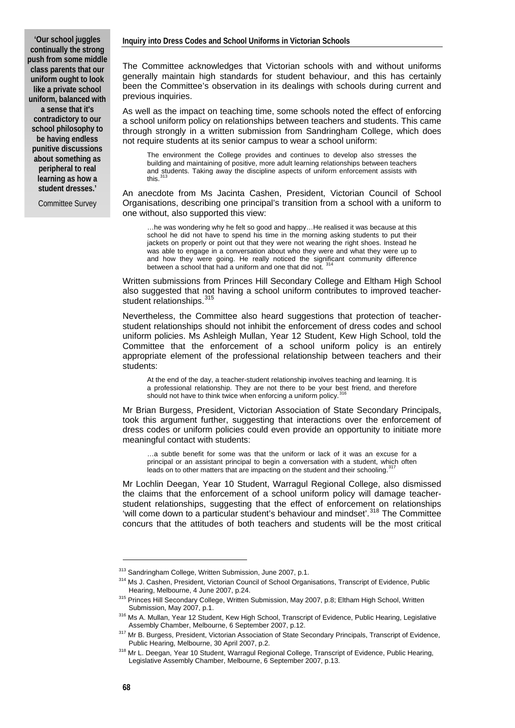> **'Our school juggles continually the strong push from some middle class parents that our uniform ought to look like a private school uniform, balanced with a sense that it's contradictory to our school philosophy to be having endless punitive discussions about something as peripheral to real learning as how a student dresses.'**
>
> Committee Survey

The Committee acknowledges that Victorian schools with and without uniforms generally maintain high standards for student behaviour, and this has certainly been the Committee's observation in its dealings with schools during current and previous inquiries.

As well as the impact on teaching time, some schools noted the effect of enforcing a school uniform policy on relationships between teachers and students. This came through strongly in a written submission from Sandringham College, which does not require students at its senior campus to wear a school uniform:

> The environment the College provides and continues to develop also stresses the building and maintaining of positive, more adult learning relationships between teachers and students. Taking away the discipline aspects of uniform enforcement assists with this.[313]

An anecdote from Ms Jacinta Cashen, President, Victorian Council of School Organisations, describing one principal's transition from a school with a uniform to one without, also supported this view:

> …he was wondering why he felt so good and happy…He realised it was because at this school he did not have to spend his time in the morning asking students to put their jackets on properly or point out that they were not wearing the right shoes. Instead he was able to engage in a conversation about who they were and what they were up to and how they were going. He really noticed the significant community difference between a school that had a uniform and one that did not.[314]

Written submissions from Princes Hill Secondary College and Eltham High School also suggested that not having a school uniform contributes to improved teacher-student relationships.[315]

Nevertheless, the Committee also heard suggestions that protection of teacher-student relationships should not inhibit the enforcement of dress codes and school uniform policies. Ms Ashleigh Mullan, Year 12 Student, Kew High School, told the Committee that the enforcement of a school uniform policy is an entirely appropriate element of the professional relationship between teachers and their students:

> At the end of the day, a teacher-student relationship involves teaching and learning. It is a professional relationship. They are not there to be your best friend, and therefore should not have to think twice when enforcing a uniform policy.[316]

Mr Brian Burgess, President, Victorian Association of State Secondary Principals, took this argument further, suggesting that interactions over the enforcement of dress codes or uniform policies could even provide an opportunity to initiate more meaningful contact with students:

> …a subtle benefit for some was that the uniform or lack of it was an excuse for a principal or an assistant principal to begin a conversation with a student, which often leads on to other matters that are impacting on the student and their schooling.[317]

Mr Lochlin Deegan, Year 10 Student, Warragul Regional College, also dismissed the claims that the enforcement of a school uniform policy will damage teacher-student relationships, suggesting that the effect of enforcement on relationships 'will come down to a particular student's behaviour and mindset'.[318] The Committee concurs that the attitudes of both teachers and students will be the most critical

---

[313] Sandringham College, Written Submission, June 2007, p.1.

[314] Ms J. Cashen, President, Victorian Council of School Organisations, Transcript of Evidence, Public Hearing, Melbourne, 4 June 2007, p.24.

[315] Princes Hill Secondary College, Written Submission, May 2007, p.8; Eltham High School, Written Submission, May 2007, p.1.

[316] Ms A. Mullan, Year 12 Student, Kew High School, Transcript of Evidence, Public Hearing, Legislative Assembly Chamber, Melbourne, 6 September 2007, p.12.

[317] Mr B. Burgess, President, Victorian Association of State Secondary Principals, Transcript of Evidence, Public Hearing, Melbourne, 30 April 2007, p.2.

[318] Mr L. Deegan, Year 10 Student, Warragul Regional College, Transcript of Evidence, Public Hearing, Legislative Assembly Chamber, Melbourne, 6 September 2007, p.13.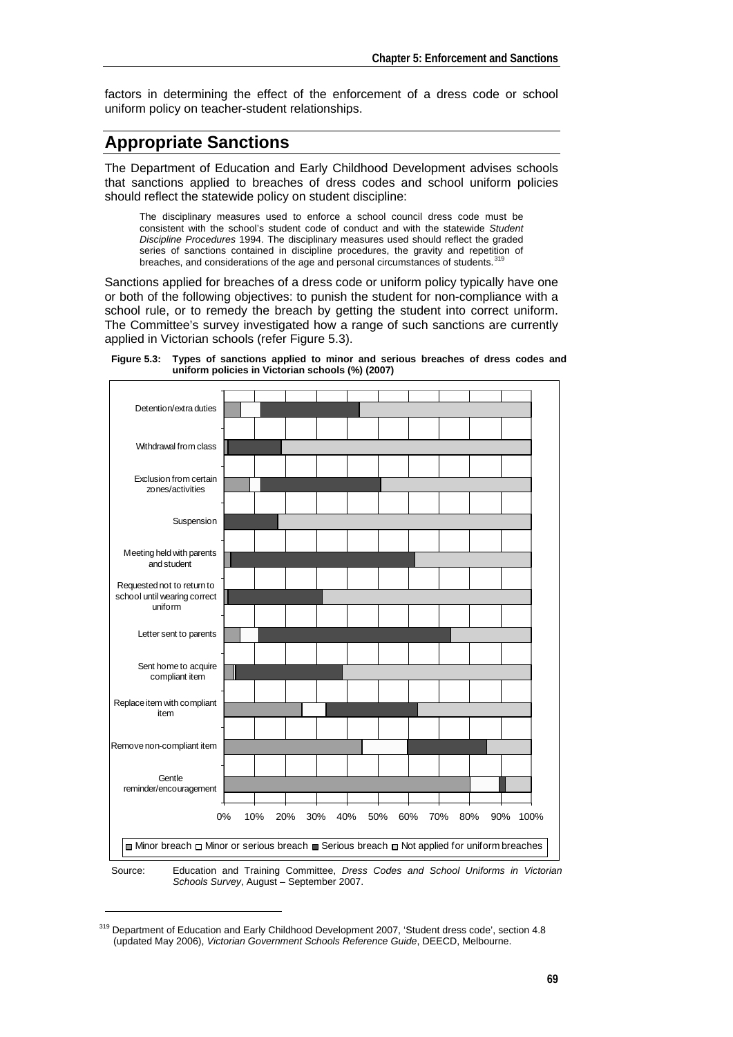factors in determining the effect of the enforcement of a dress code or school uniform policy on teacher-student relationships.

## Appropriate Sanctions

The Department of Education and Early Childhood Development advises schools that sanctions applied to breaches of dress codes and school uniform policies should reflect the statewide policy on student discipline:

> The disciplinary measures used to enforce a school council dress code must be consistent with the school's student code of conduct and with the statewide *Student Discipline Procedures* 1994. The disciplinary measures used should reflect the graded series of sanctions contained in discipline procedures, the gravity and repetition of breaches, and considerations of the age and personal circumstances of students.[319]

Sanctions applied for breaches of a dress code or uniform policy typically have one or both of the following objectives: to punish the student for non-compliance with a school rule, or to remedy the breach by getting the student into correct uniform. The Committee's survey investigated how a range of such sanctions are currently applied in Victorian schools (refer Figure 5.3).

**Figure 5.3: Types of sanctions applied to minor and serious breaches of dress codes and uniform policies in Victorian schools (%) (2007)**

| Sanction | Minor breach | Minor or serious breach | Serious breach | Not applied for uniform breaches |
|---|---|---|---|---|
| Detention/extra duties | ~5% | ~7% | ~32% | ~56% |
| Withdrawal from class | ~1% | 0% | ~17% | ~82% |
| Exclusion from certain zones/activities | ~8% | ~4% | ~39% | ~49% |
| Suspension | 0% | 0% | ~17% | ~83% |
| Meeting held with parents and student | ~2% | 0% | ~60% | ~38% |
| Requested not to return to school until wearing correct uniform | ~1% | 0% | ~31% | ~68% |
| Letter sent to parents | ~5% | ~6% | ~63% | ~26% |
| Sent home to acquire compliant item | ~3% | ~1% | ~35% | ~61% |
| Replace item with compliant item | ~25% | ~8% | ~30% | ~37% |
| Remove non-compliant item | ~45% | ~15% | ~26% | ~14% |
| Gentle reminder/encouragement | ~80% | ~9% | ~2% | ~8% |

Source: Education and Training Committee, *Dress Codes and School Uniforms in Victorian Schools Survey*, August – September 2007.

[319] Department of Education and Early Childhood Development 2007, 'Student dress code', section 4.8 (updated May 2006), *Victorian Government Schools Reference Guide*, DEECD, Melbourne.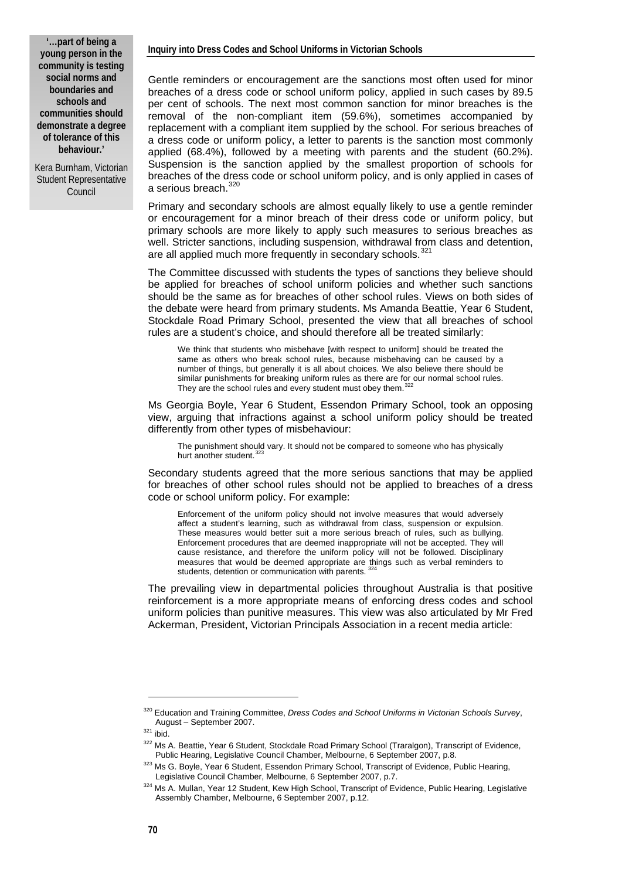**'…part of being a young person in the community is testing social norms and boundaries and schools and communities should demonstrate a degree of tolerance of this behaviour.'**

Kera Burnham, Victorian Student Representative Council

Gentle reminders or encouragement are the sanctions most often used for minor breaches of a dress code or school uniform policy, applied in such cases by 89.5 per cent of schools. The next most common sanction for minor breaches is the removal of the non-compliant item (59.6%), sometimes accompanied by replacement with a compliant item supplied by the school. For serious breaches of a dress code or uniform policy, a letter to parents is the sanction most commonly applied (68.4%), followed by a meeting with parents and the student (60.2%). Suspension is the sanction applied by the smallest proportion of schools for breaches of the dress code or school uniform policy, and is only applied in cases of a serious breach.[320]

Primary and secondary schools are almost equally likely to use a gentle reminder or encouragement for a minor breach of their dress code or uniform policy, but primary schools are more likely to apply such measures to serious breaches as well. Stricter sanctions, including suspension, withdrawal from class and detention, are all applied much more frequently in secondary schools.[321]

The Committee discussed with students the types of sanctions they believe should be applied for breaches of school uniform policies and whether such sanctions should be the same as for breaches of other school rules. Views on both sides of the debate were heard from primary students. Ms Amanda Beattie, Year 6 Student, Stockdale Road Primary School, presented the view that all breaches of school rules are a student's choice, and should therefore all be treated similarly:

> We think that students who misbehave [with respect to uniform] should be treated the same as others who break school rules, because misbehaving can be caused by a number of things, but generally it is all about choices. We also believe there should be similar punishments for breaking uniform rules as there are for our normal school rules. They are the school rules and every student must obey them.[322]

Ms Georgia Boyle, Year 6 Student, Essendon Primary School, took an opposing view, arguing that infractions against a school uniform policy should be treated differently from other types of misbehaviour:

> The punishment should vary. It should not be compared to someone who has physically hurt another student.[323]

Secondary students agreed that the more serious sanctions that may be applied for breaches of other school rules should not be applied to breaches of a dress code or school uniform policy. For example:

> Enforcement of the uniform policy should not involve measures that would adversely affect a student's learning, such as withdrawal from class, suspension or expulsion. These measures would better suit a more serious breach of rules, such as bullying. Enforcement procedures that are deemed inappropriate will not be accepted. They will cause resistance, and therefore the uniform policy will not be followed. Disciplinary measures that would be deemed appropriate are things such as verbal reminders to students, detention or communication with parents.[324]

The prevailing view in departmental policies throughout Australia is that positive reinforcement is a more appropriate means of enforcing dress codes and school uniform policies than punitive measures. This view was also articulated by Mr Fred Ackerman, President, Victorian Principals Association in a recent media article:

---

[320] Education and Training Committee, *Dress Codes and School Uniforms in Victorian Schools Survey*, August – September 2007.

[321] ibid.

[322] Ms A. Beattie, Year 6 Student, Stockdale Road Primary School (Traralgon), Transcript of Evidence, Public Hearing, Legislative Council Chamber, Melbourne, 6 September 2007, p.8.

[323] Ms G. Boyle, Year 6 Student, Essendon Primary School, Transcript of Evidence, Public Hearing, Legislative Council Chamber, Melbourne, 6 September 2007, p.7.

[324] Ms A. Mullan, Year 12 Student, Kew High School, Transcript of Evidence, Public Hearing, Legislative Assembly Chamber, Melbourne, 6 September 2007, p.12.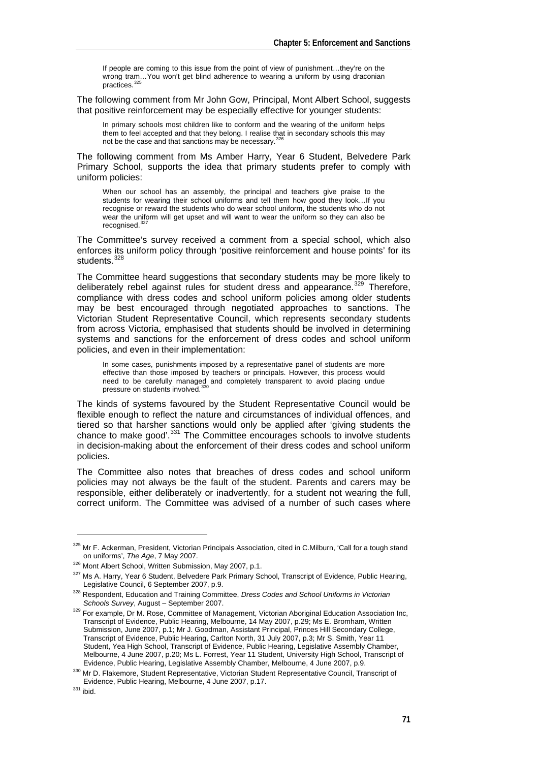> If people are coming to this issue from the point of view of punishment…they're on the wrong tram…You won't get blind adherence to wearing a uniform by using draconian practices.[325]

The following comment from Mr John Gow, Principal, Mont Albert School, suggests that positive reinforcement may be especially effective for younger students:

> In primary schools most children like to conform and the wearing of the uniform helps them to feel accepted and that they belong. I realise that in secondary schools this may not be the case and that sanctions may be necessary.[326]

The following comment from Ms Amber Harry, Year 6 Student, Belvedere Park Primary School, supports the idea that primary students prefer to comply with uniform policies:

> When our school has an assembly, the principal and teachers give praise to the students for wearing their school uniforms and tell them how good they look…If you recognise or reward the students who do wear school uniform, the students who do not wear the uniform will get upset and will want to wear the uniform so they can also be recognised.[327]

The Committee's survey received a comment from a special school, which also enforces its uniform policy through 'positive reinforcement and house points' for its students.[328]

The Committee heard suggestions that secondary students may be more likely to deliberately rebel against rules for student dress and appearance.[329] Therefore, compliance with dress codes and school uniform policies among older students may be best encouraged through negotiated approaches to sanctions. The Victorian Student Representative Council, which represents secondary students from across Victoria, emphasised that students should be involved in determining systems and sanctions for the enforcement of dress codes and school uniform policies, and even in their implementation:

> In some cases, punishments imposed by a representative panel of students are more effective than those imposed by teachers or principals. However, this process would need to be carefully managed and completely transparent to avoid placing undue pressure on students involved.[330]

The kinds of systems favoured by the Student Representative Council would be flexible enough to reflect the nature and circumstances of individual offences, and tiered so that harsher sanctions would only be applied after 'giving students the chance to make good'.[331] The Committee encourages schools to involve students in decision-making about the enforcement of their dress codes and school uniform policies.

The Committee also notes that breaches of dress codes and school uniform policies may not always be the fault of the student. Parents and carers may be responsible, either deliberately or inadvertently, for a student not wearing the full, correct uniform. The Committee was advised of a number of such cases where

---

[325] Mr F. Ackerman, President, Victorian Principals Association, cited in C.Milburn, 'Call for a tough stand on uniforms', *The Age*, 7 May 2007.

[326] Mont Albert School, Written Submission, May 2007, p.1.

[327] Ms A. Harry, Year 6 Student, Belvedere Park Primary School, Transcript of Evidence, Public Hearing, Legislative Council, 6 September 2007, p.9.

[328] Respondent, Education and Training Committee, *Dress Codes and School Uniforms in Victorian Schools Survey*, August – September 2007.

[329] For example, Dr M. Rose, Committee of Management, Victorian Aboriginal Education Association Inc, Transcript of Evidence, Public Hearing, Melbourne, 14 May 2007, p.29; Ms E. Bromham, Written Submission, June 2007, p.1; Mr J. Goodman, Assistant Principal, Princes Hill Secondary College, Transcript of Evidence, Public Hearing, Carlton North, 31 July 2007, p.3; Mr S. Smith, Year 11 Student, Yea High School, Transcript of Evidence, Public Hearing, Legislative Assembly Chamber, Melbourne, 4 June 2007, p.20; Ms L. Forrest, Year 11 Student, University High School, Transcript of Evidence, Public Hearing, Legislative Assembly Chamber, Melbourne, 4 June 2007, p.9.

[330] Mr D. Flakemore, Student Representative, Victorian Student Representative Council, Transcript of Evidence, Public Hearing, Melbourne, 4 June 2007, p.17.

[331] ibid.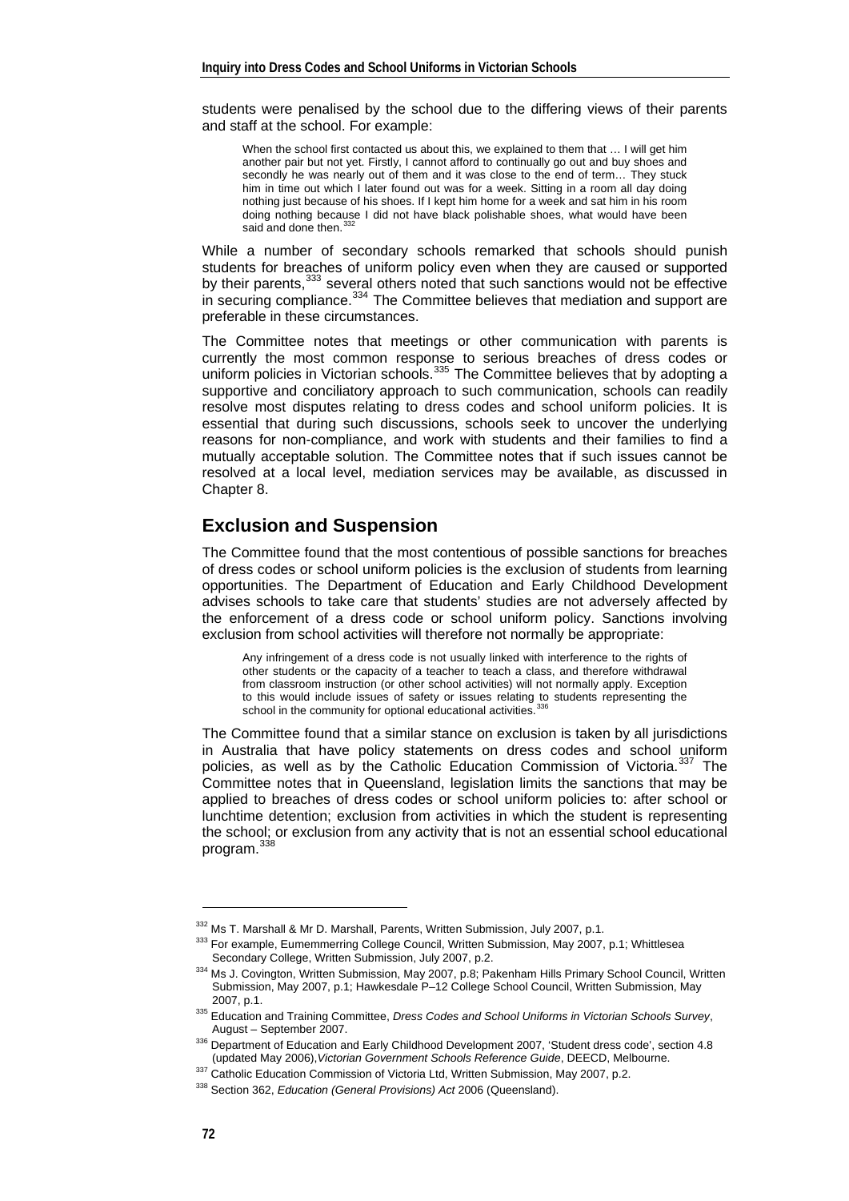students were penalised by the school due to the differing views of their parents and staff at the school. For example:

> When the school first contacted us about this, we explained to them that … I will get him another pair but not yet. Firstly, I cannot afford to continually go out and buy shoes and secondly he was nearly out of them and it was close to the end of term… They stuck him in time out which I later found out was for a week. Sitting in a room all day doing nothing just because of his shoes. If I kept him home for a week and sat him in his room doing nothing because I did not have black polishable shoes, what would have been said and done then.[332]

While a number of secondary schools remarked that schools should punish students for breaches of uniform policy even when they are caused or supported by their parents,[333] several others noted that such sanctions would not be effective in securing compliance.[334] The Committee believes that mediation and support are preferable in these circumstances.

The Committee notes that meetings or other communication with parents is currently the most common response to serious breaches of dress codes or uniform policies in Victorian schools.[335] The Committee believes that by adopting a supportive and conciliatory approach to such communication, schools can readily resolve most disputes relating to dress codes and school uniform policies. It is essential that during such discussions, schools seek to uncover the underlying reasons for non-compliance, and work with students and their families to find a mutually acceptable solution. The Committee notes that if such issues cannot be resolved at a local level, mediation services may be available, as discussed in Chapter 8.

## Exclusion and Suspension

The Committee found that the most contentious of possible sanctions for breaches of dress codes or school uniform policies is the exclusion of students from learning opportunities. The Department of Education and Early Childhood Development advises schools to take care that students' studies are not adversely affected by the enforcement of a dress code or school uniform policy. Sanctions involving exclusion from school activities will therefore not normally be appropriate:

> Any infringement of a dress code is not usually linked with interference to the rights of other students or the capacity of a teacher to teach a class, and therefore withdrawal from classroom instruction (or other school activities) will not normally apply. Exception to this would include issues of safety or issues relating to students representing the school in the community for optional educational activities.[336]

The Committee found that a similar stance on exclusion is taken by all jurisdictions in Australia that have policy statements on dress codes and school uniform policies, as well as by the Catholic Education Commission of Victoria.[337] The Committee notes that in Queensland, legislation limits the sanctions that may be applied to breaches of dress codes or school uniform policies to: after school or lunchtime detention; exclusion from activities in which the student is representing the school; or exclusion from any activity that is not an essential school educational program.[338]

---

[332] Ms T. Marshall & Mr D. Marshall, Parents, Written Submission, July 2007, p.1.

[333] For example, Eumemmerring College Council, Written Submission, May 2007, p.1; Whittlesea Secondary College, Written Submission, July 2007, p.2.

[334] Ms J. Covington, Written Submission, May 2007, p.8; Pakenham Hills Primary School Council, Written Submission, May 2007, p.1; Hawkesdale P–12 College School Council, Written Submission, May 2007, p.1.

[335] Education and Training Committee, *Dress Codes and School Uniforms in Victorian Schools Survey*, August – September 2007.

[336] Department of Education and Early Childhood Development 2007, 'Student dress code', section 4.8 (updated May 2006), *Victorian Government Schools Reference Guide*, DEECD, Melbourne.

[337] Catholic Education Commission of Victoria Ltd, Written Submission, May 2007, p.2.

[338] Section 362, *Education (General Provisions) Act* 2006 (Queensland).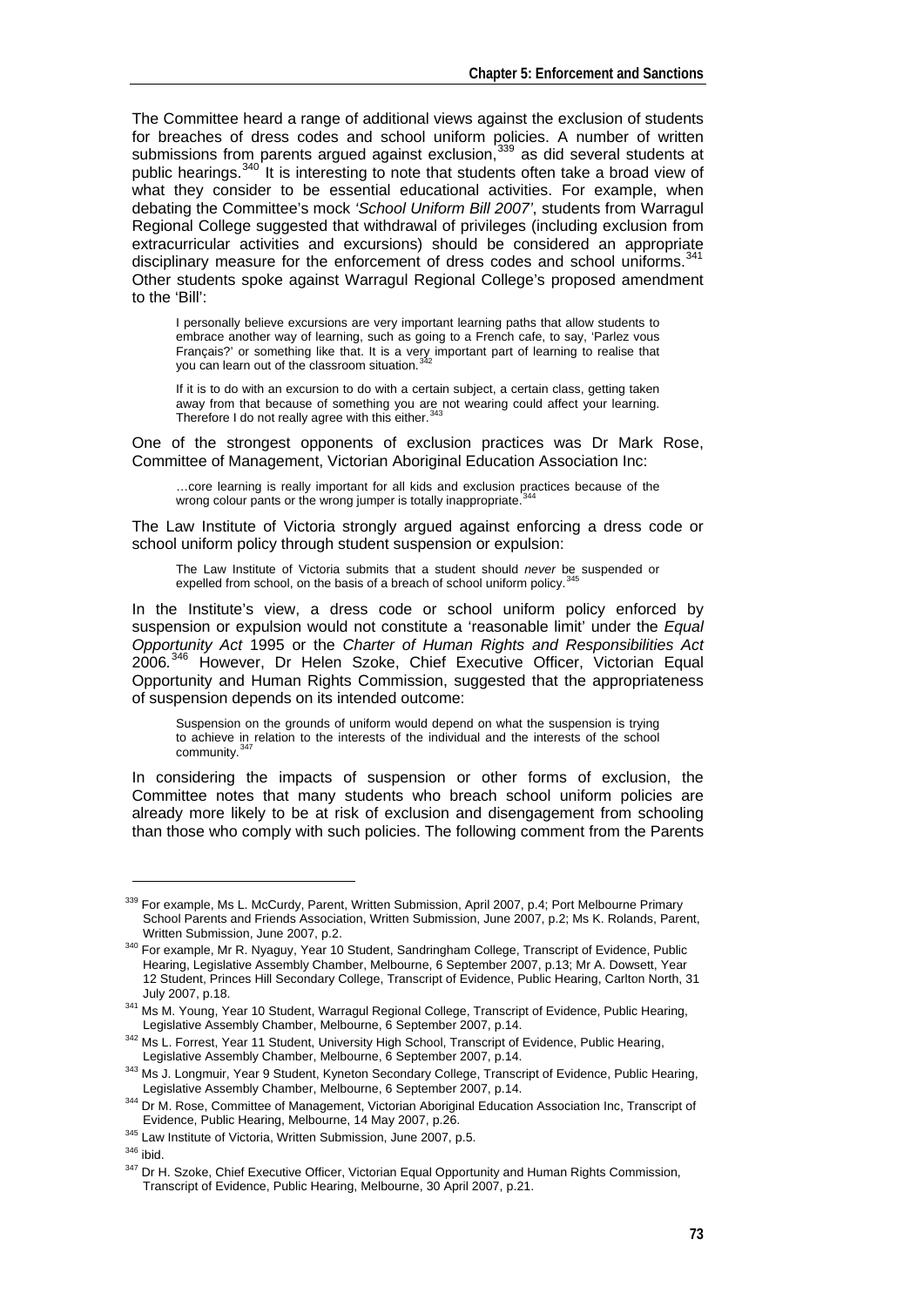The Committee heard a range of additional views against the exclusion of students for breaches of dress codes and school uniform policies. A number of written submissions from parents argued against exclusion,[339] as did several students at public hearings.[340] It is interesting to note that students often take a broad view of what they consider to be essential educational activities. For example, when debating the Committee's mock *'School Uniform Bill 2007'*, students from Warragul Regional College suggested that withdrawal of privileges (including exclusion from extracurricular activities and excursions) should be considered an appropriate disciplinary measure for the enforcement of dress codes and school uniforms.[341] Other students spoke against Warragul Regional College's proposed amendment to the 'Bill':

> I personally believe excursions are very important learning paths that allow students to embrace another way of learning, such as going to a French cafe, to say, 'Parlez vous Français?' or something like that. It is a very important part of learning to realise that you can learn out of the classroom situation.[342]

> If it is to do with an excursion to do with a certain subject, a certain class, getting taken away from that because of something you are not wearing could affect your learning. Therefore I do not really agree with this either.[343]

One of the strongest opponents of exclusion practices was Dr Mark Rose, Committee of Management, Victorian Aboriginal Education Association Inc:

> …core learning is really important for all kids and exclusion practices because of the wrong colour pants or the wrong jumper is totally inappropriate.[344]

The Law Institute of Victoria strongly argued against enforcing a dress code or school uniform policy through student suspension or expulsion:

> The Law Institute of Victoria submits that a student should *never* be suspended or expelled from school, on the basis of a breach of school uniform policy.[345]

In the Institute's view, a dress code or school uniform policy enforced by suspension or expulsion would not constitute a 'reasonable limit' under the *Equal Opportunity Act* 1995 or the *Charter of Human Rights and Responsibilities Act* 2006.[346] However, Dr Helen Szoke, Chief Executive Officer, Victorian Equal Opportunity and Human Rights Commission, suggested that the appropriateness of suspension depends on its intended outcome:

> Suspension on the grounds of uniform would depend on what the suspension is trying to achieve in relation to the interests of the individual and the interests of the school community.[347]

In considering the impacts of suspension or other forms of exclusion, the Committee notes that many students who breach school uniform policies are already more likely to be at risk of exclusion and disengagement from schooling than those who comply with such policies. The following comment from the Parents

---

[339] For example, Ms L. McCurdy, Parent, Written Submission, April 2007, p.4; Port Melbourne Primary School Parents and Friends Association, Written Submission, June 2007, p.2; Ms K. Rolands, Parent, Written Submission, June 2007, p.2.

[340] For example, Mr R. Nyaguy, Year 10 Student, Sandringham College, Transcript of Evidence, Public Hearing, Legislative Assembly Chamber, Melbourne, 6 September 2007, p.13; Mr A. Dowsett, Year 12 Student, Princes Hill Secondary College, Transcript of Evidence, Public Hearing, Carlton North, 31 July 2007, p.18.

[341] Ms M. Young, Year 10 Student, Warragul Regional College, Transcript of Evidence, Public Hearing, Legislative Assembly Chamber, Melbourne, 6 September 2007, p.14.

[342] Ms L. Forrest, Year 11 Student, University High School, Transcript of Evidence, Public Hearing, Legislative Assembly Chamber, Melbourne, 6 September 2007, p.14.

[343] Ms J. Longmuir, Year 9 Student, Kyneton Secondary College, Transcript of Evidence, Public Hearing, Legislative Assembly Chamber, Melbourne, 6 September 2007, p.14.

[344] Dr M. Rose, Committee of Management, Victorian Aboriginal Education Association Inc, Transcript of Evidence, Public Hearing, Melbourne, 14 May 2007, p.26.

[345] Law Institute of Victoria, Written Submission, June 2007, p.5.

[346] ibid.

[347] Dr H. Szoke, Chief Executive Officer, Victorian Equal Opportunity and Human Rights Commission, Transcript of Evidence, Public Hearing, Melbourne, 30 April 2007, p.21.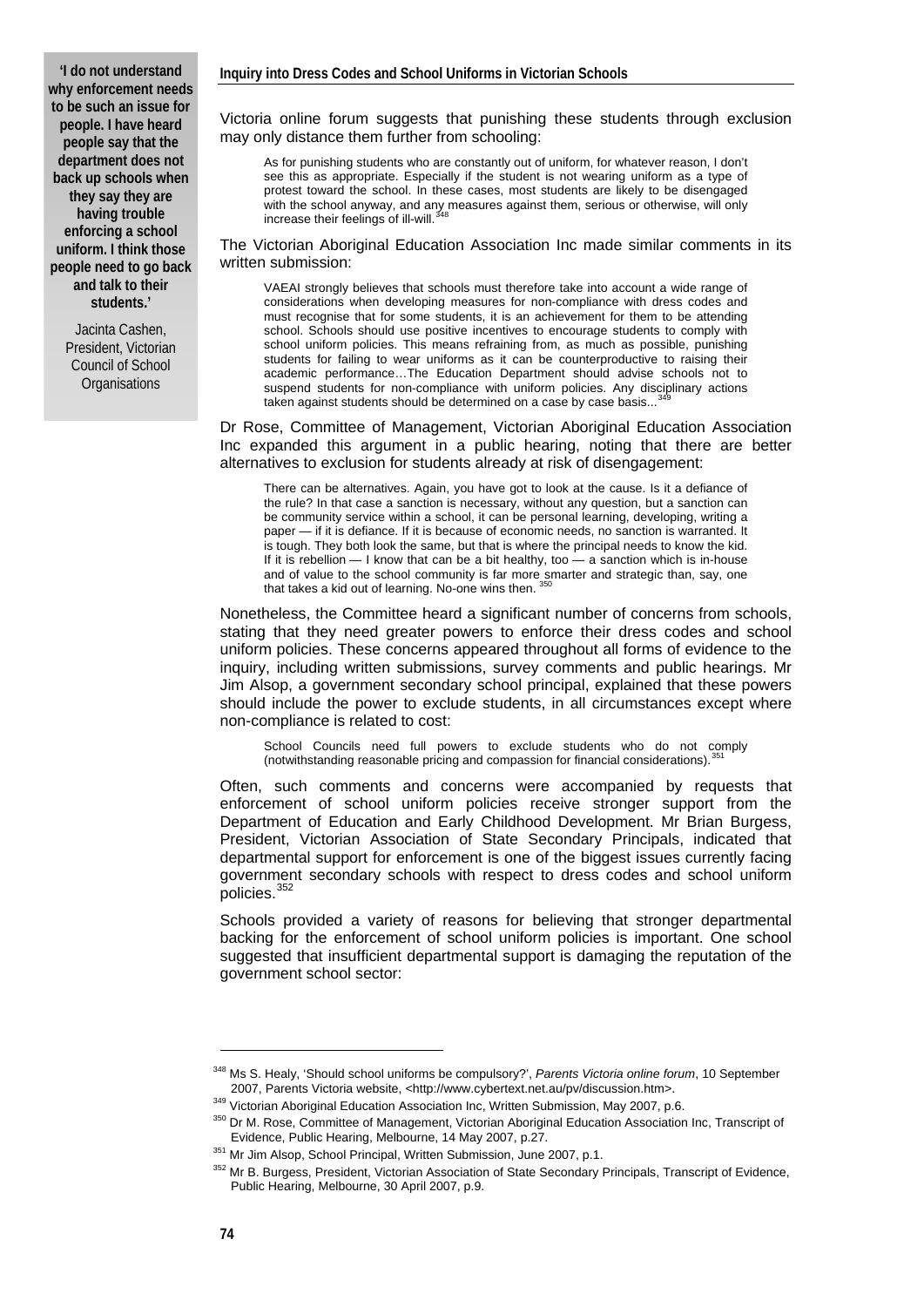> **'I do not understand why enforcement needs to be such an issue for people. I have heard people say that the department does not back up schools when they say they are having trouble enforcing a school uniform. I think those people need to go back and talk to their students.'**
>
> Jacinta Cashen, President, Victorian Council of School Organisations

Victoria online forum suggests that punishing these students through exclusion may only distance them further from schooling:

> As for punishing students who are constantly out of uniform, for whatever reason, I don't see this as appropriate. Especially if the student is not wearing uniform as a type of protest toward the school. In these cases, most students are likely to be disengaged with the school anyway, and any measures against them, serious or otherwise, will only increase their feelings of ill-will.[348]

The Victorian Aboriginal Education Association Inc made similar comments in its written submission:

> VAEAI strongly believes that schools must therefore take into account a wide range of considerations when developing measures for non-compliance with dress codes and must recognise that for some students, it is an achievement for them to be attending school. Schools should use positive incentives to encourage students to comply with school uniform policies. This means refraining from, as much as possible, punishing students for failing to wear uniforms as it can be counterproductive to raising their academic performance…The Education Department should advise schools not to suspend students for non-compliance with uniform policies. Any disciplinary actions taken against students should be determined on a case by case basis...[349]

Dr Rose, Committee of Management, Victorian Aboriginal Education Association Inc expanded this argument in a public hearing, noting that there are better alternatives to exclusion for students already at risk of disengagement:

> There can be alternatives. Again, you have got to look at the cause. Is it a defiance of the rule? In that case a sanction is necessary, without any question, but a sanction can be community service within a school, it can be personal learning, developing, writing a paper — if it is defiance. If it is because of economic needs, no sanction is warranted. It is tough. They both look the same, but that is where the principal needs to know the kid. If it is rebellion — I know that can be a bit healthy, too — a sanction which is in-house and of value to the school community is far more smarter and strategic than, say, one that takes a kid out of learning. No-one wins then.[350]

Nonetheless, the Committee heard a significant number of concerns from schools, stating that they need greater powers to enforce their dress codes and school uniform policies. These concerns appeared throughout all forms of evidence to the inquiry, including written submissions, survey comments and public hearings. Mr Jim Alsop, a government secondary school principal, explained that these powers should include the power to exclude students, in all circumstances except where non-compliance is related to cost:

> School Councils need full powers to exclude students who do not comply (notwithstanding reasonable pricing and compassion for financial considerations).[351]

Often, such comments and concerns were accompanied by requests that enforcement of school uniform policies receive stronger support from the Department of Education and Early Childhood Development. Mr Brian Burgess, President, Victorian Association of State Secondary Principals, indicated that departmental support for enforcement is one of the biggest issues currently facing government secondary schools with respect to dress codes and school uniform policies.[352]

Schools provided a variety of reasons for believing that stronger departmental backing for the enforcement of school uniform policies is important. One school suggested that insufficient departmental support is damaging the reputation of the government school sector:

---

[348] Ms S. Healy, 'Should school uniforms be compulsory?', *Parents Victoria online forum*, 10 September 2007, Parents Victoria website, <http://www.cybertext.net.au/pv/discussion.htm>.

[349] Victorian Aboriginal Education Association Inc, Written Submission, May 2007, p.6.

[350] Dr M. Rose, Committee of Management, Victorian Aboriginal Education Association Inc, Transcript of Evidence, Public Hearing, Melbourne, 14 May 2007, p.27.

[351] Mr Jim Alsop, School Principal, Written Submission, June 2007, p.1.

[352] Mr B. Burgess, President, Victorian Association of State Secondary Principals, Transcript of Evidence, Public Hearing, Melbourne, 30 April 2007, p.9.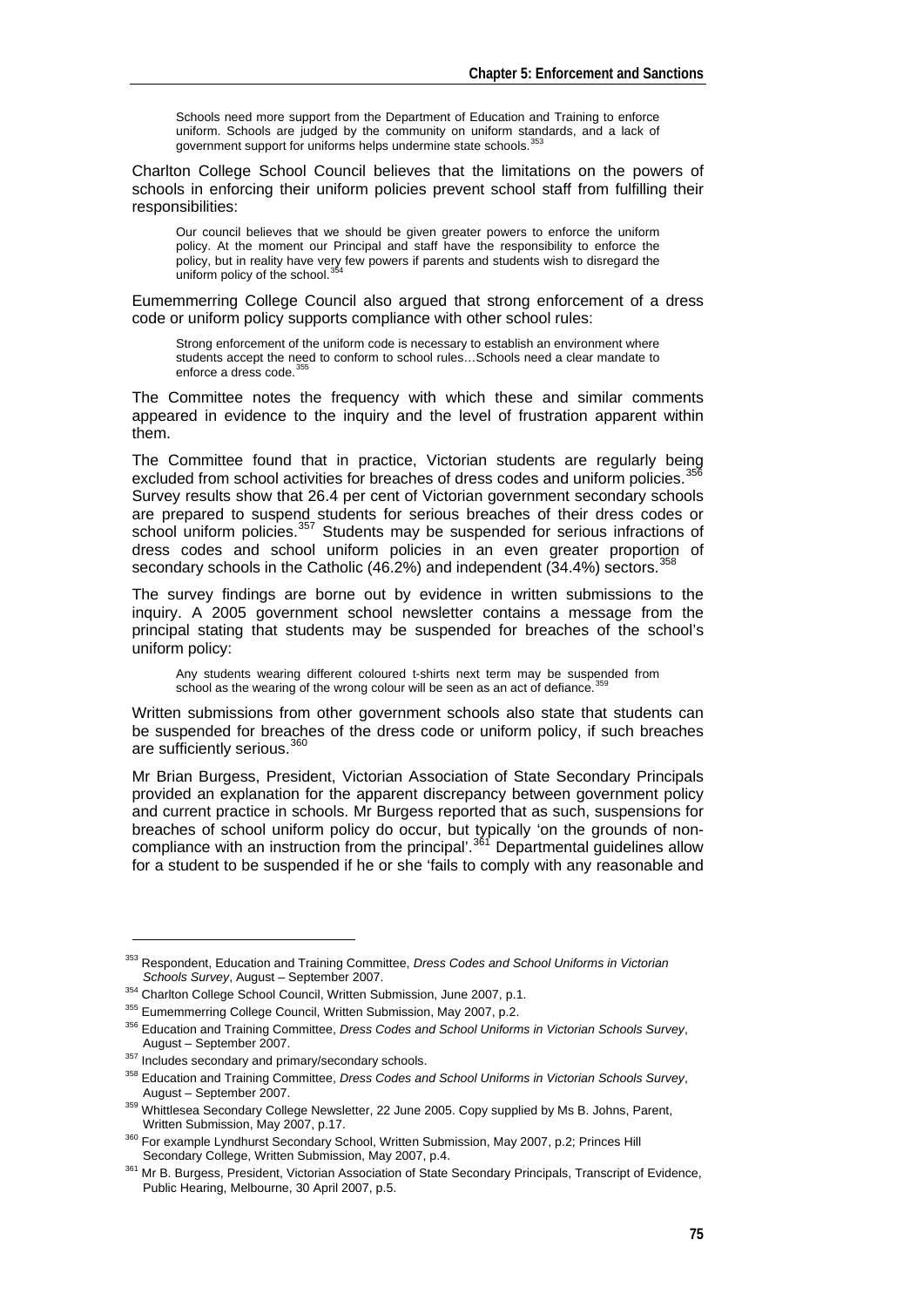> Schools need more support from the Department of Education and Training to enforce uniform. Schools are judged by the community on uniform standards, and a lack of government support for uniforms helps undermine state schools.[353]

Charlton College School Council believes that the limitations on the powers of schools in enforcing their uniform policies prevent school staff from fulfilling their responsibilities:

> Our council believes that we should be given greater powers to enforce the uniform policy. At the moment our Principal and staff have the responsibility to enforce the policy, but in reality have very few powers if parents and students wish to disregard the uniform policy of the school.[354]

Eumemmerring College Council also argued that strong enforcement of a dress code or uniform policy supports compliance with other school rules:

> Strong enforcement of the uniform code is necessary to establish an environment where students accept the need to conform to school rules…Schools need a clear mandate to enforce a dress code.[355]

The Committee notes the frequency with which these and similar comments appeared in evidence to the inquiry and the level of frustration apparent within them.

The Committee found that in practice, Victorian students are regularly being excluded from school activities for breaches of dress codes and uniform policies.[356] Survey results show that 26.4 per cent of Victorian government secondary schools are prepared to suspend students for serious breaches of their dress codes or school uniform policies.[357] Students may be suspended for serious infractions of dress codes and school uniform policies in an even greater proportion of secondary schools in the Catholic (46.2%) and independent (34.4%) sectors.[358]

The survey findings are borne out by evidence in written submissions to the inquiry. A 2005 government school newsletter contains a message from the principal stating that students may be suspended for breaches of the school's uniform policy:

> Any students wearing different coloured t-shirts next term may be suspended from school as the wearing of the wrong colour will be seen as an act of defiance.[359]

Written submissions from other government schools also state that students can be suspended for breaches of the dress code or uniform policy, if such breaches are sufficiently serious.[360]

Mr Brian Burgess, President, Victorian Association of State Secondary Principals provided an explanation for the apparent discrepancy between government policy and current practice in schools. Mr Burgess reported that as such, suspensions for breaches of school uniform policy do occur, but typically 'on the grounds of non-compliance with an instruction from the principal'.[361] Departmental guidelines allow for a student to be suspended if he or she 'fails to comply with any reasonable and

---

[353] Respondent, Education and Training Committee, *Dress Codes and School Uniforms in Victorian Schools Survey*, August – September 2007.

[354] Charlton College School Council, Written Submission, June 2007, p.1.

[355] Eumemmerring College Council, Written Submission, May 2007, p.2.

[356] Education and Training Committee, *Dress Codes and School Uniforms in Victorian Schools Survey*, August – September 2007.

[357] Includes secondary and primary/secondary schools.

[358] Education and Training Committee, *Dress Codes and School Uniforms in Victorian Schools Survey*, August – September 2007.

[359] Whittlesea Secondary College Newsletter, 22 June 2005. Copy supplied by Ms B. Johns, Parent, Written Submission, May 2007, p.17.

[360] For example Lyndhurst Secondary School, Written Submission, May 2007, p.2; Princes Hill Secondary College, Written Submission, May 2007, p.4.

[361] Mr B. Burgess, President, Victorian Association of State Secondary Principals, Transcript of Evidence, Public Hearing, Melbourne, 30 April 2007, p.5.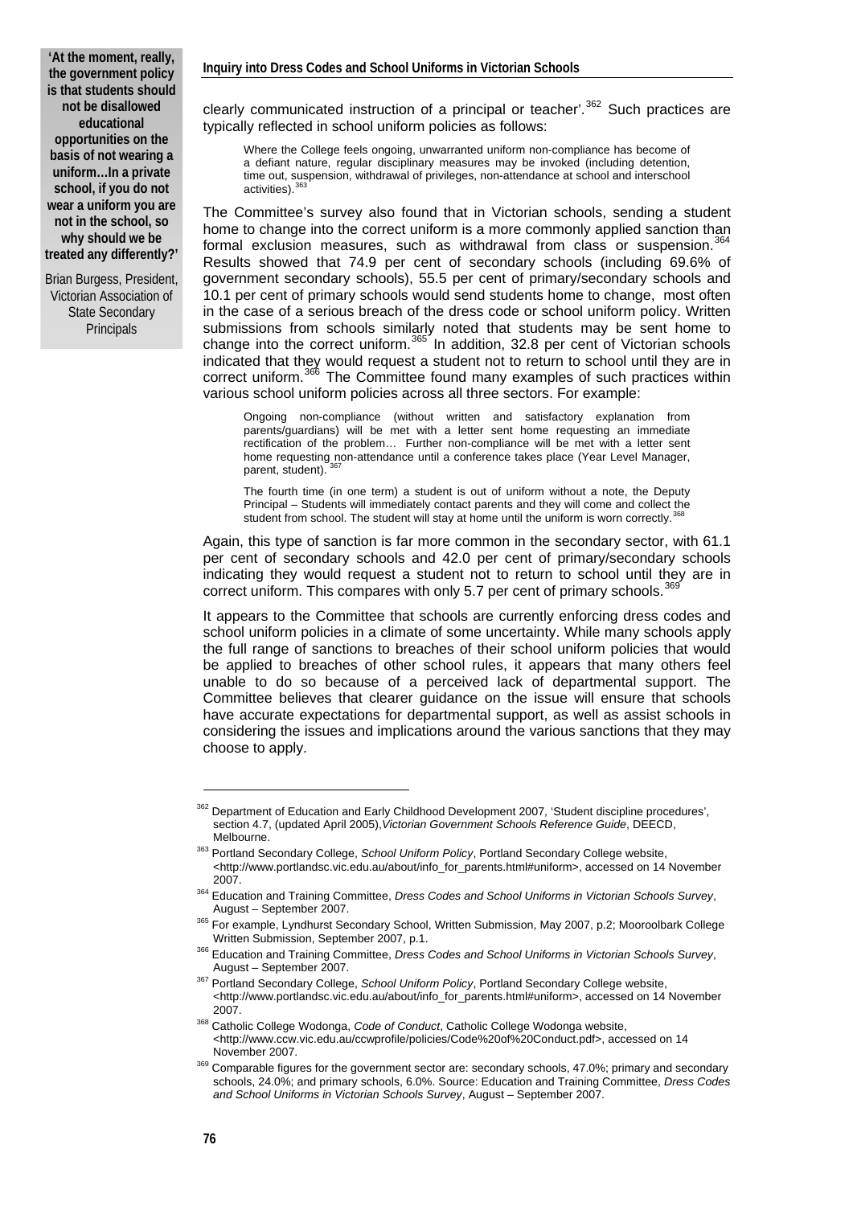**'At the moment, really, the government policy is that students should not be disallowed educational opportunities on the basis of not wearing a uniform…In a private school, if you do not wear a uniform you are not in the school, so why should we be treated any differently?'**

Brian Burgess, President, Victorian Association of State Secondary Principals

clearly communicated instruction of a principal or teacher'.[362] Such practices are typically reflected in school uniform policies as follows:

> Where the College feels ongoing, unwarranted uniform non-compliance has become of a defiant nature, regular disciplinary measures may be invoked (including detention, time out, suspension, withdrawal of privileges, non-attendance at school and interschool activities).[363]

The Committee's survey also found that in Victorian schools, sending a student home to change into the correct uniform is a more commonly applied sanction than formal exclusion measures, such as withdrawal from class or suspension.[364] Results showed that 74.9 per cent of secondary schools (including 69.6% of government secondary schools), 55.5 per cent of primary/secondary schools and 10.1 per cent of primary schools would send students home to change, most often in the case of a serious breach of the dress code or school uniform policy. Written submissions from schools similarly noted that students may be sent home to change into the correct uniform.[365] In addition, 32.8 per cent of Victorian schools indicated that they would request a student not to return to school until they are in correct uniform.[366] The Committee found many examples of such practices within various school uniform policies across all three sectors. For example:

> Ongoing non-compliance (without written and satisfactory explanation from parents/guardians) will be met with a letter sent home requesting an immediate rectification of the problem… Further non-compliance will be met with a letter sent home requesting non-attendance until a conference takes place (Year Level Manager, parent, student).[367]

> The fourth time (in one term) a student is out of uniform without a note, the Deputy Principal – Students will immediately contact parents and they will come and collect the student from school. The student will stay at home until the uniform is worn correctly.[368]

Again, this type of sanction is far more common in the secondary sector, with 61.1 per cent of secondary schools and 42.0 per cent of primary/secondary schools indicating they would request a student not to return to school until they are in correct uniform. This compares with only 5.7 per cent of primary schools.[369]

It appears to the Committee that schools are currently enforcing dress codes and school uniform policies in a climate of some uncertainty. While many schools apply the full range of sanctions to breaches of their school uniform policies that would be applied to breaches of other school rules, it appears that many others feel unable to do so because of a perceived lack of departmental support. The Committee believes that clearer guidance on the issue will ensure that schools have accurate expectations for departmental support, as well as assist schools in considering the issues and implications around the various sanctions that they may choose to apply.

---

[362] Department of Education and Early Childhood Development 2007, 'Student discipline procedures', section 4.7, (updated April 2005),*Victorian Government Schools Reference Guide*, DEECD, Melbourne.

[363] Portland Secondary College, *School Uniform Policy*, Portland Secondary College website, <http://www.portlandsc.vic.edu.au/about/info_for_parents.html#uniform>, accessed on 14 November 2007.

[364] Education and Training Committee, *Dress Codes and School Uniforms in Victorian Schools Survey*, August – September 2007.

[365] For example, Lyndhurst Secondary School, Written Submission, May 2007, p.2; Mooroolbark College Written Submission, September 2007, p.1.

[366] Education and Training Committee, *Dress Codes and School Uniforms in Victorian Schools Survey*, August – September 2007.

[367] Portland Secondary College, *School Uniform Policy*, Portland Secondary College website, <http://www.portlandsc.vic.edu.au/about/info_for_parents.html#uniform>, accessed on 14 November 2007.

[368] Catholic College Wodonga, *Code of Conduct*, Catholic College Wodonga website, <http://www.ccw.vic.edu.au/ccwprofile/policies/Code%20of%20Conduct.pdf>, accessed on 14 November 2007.

[369] Comparable figures for the government sector are: secondary schools, 47.0%; primary and secondary schools, 24.0%; and primary schools, 6.0%. Source: Education and Training Committee, *Dress Codes and School Uniforms in Victorian Schools Survey*, August – September 2007.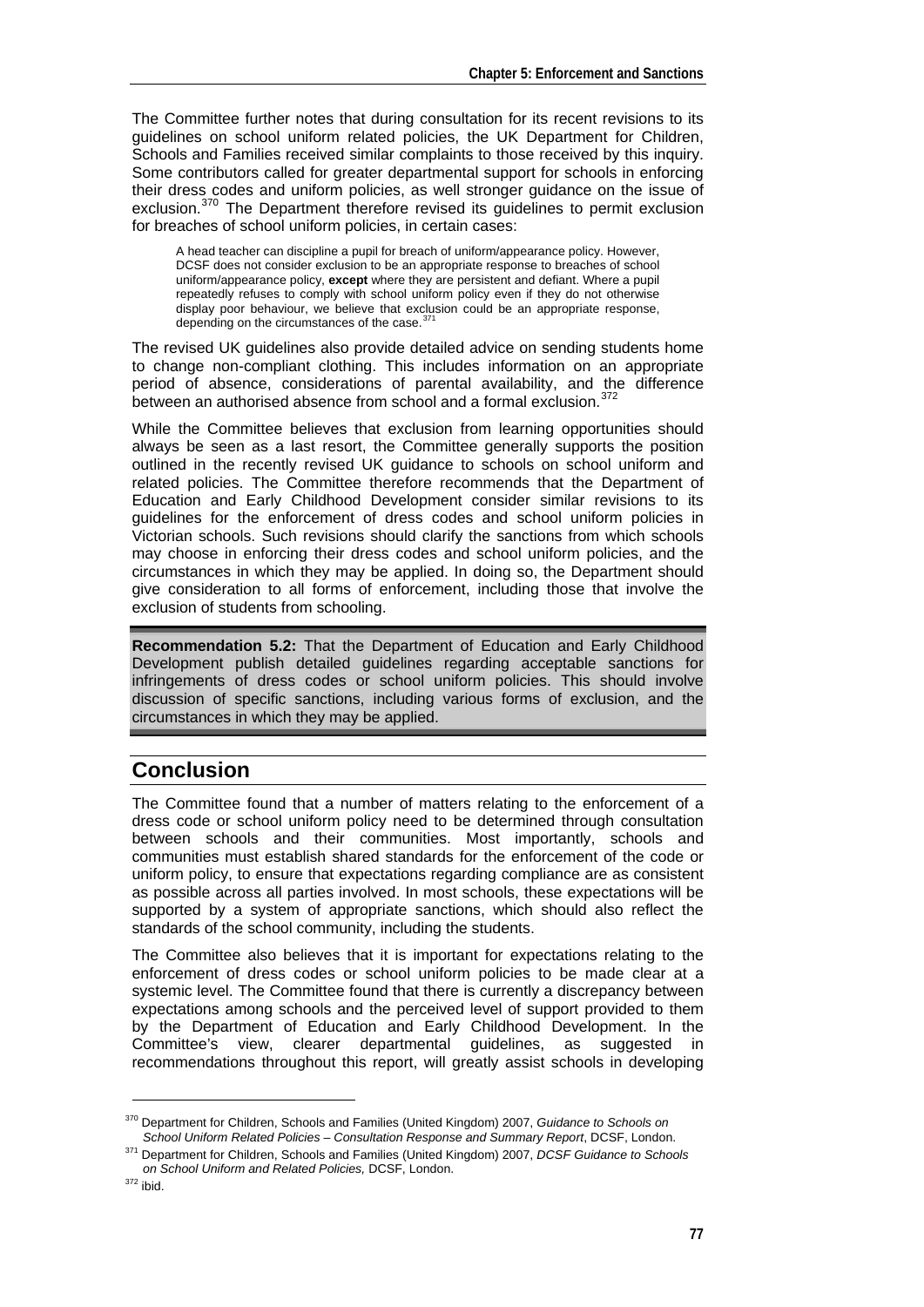The Committee further notes that during consultation for its recent revisions to its guidelines on school uniform related policies, the UK Department for Children, Schools and Families received similar complaints to those received by this inquiry. Some contributors called for greater departmental support for schools in enforcing their dress codes and uniform policies, as well stronger guidance on the issue of exclusion.[370] The Department therefore revised its guidelines to permit exclusion for breaches of school uniform policies, in certain cases:

> A head teacher can discipline a pupil for breach of uniform/appearance policy. However, DCSF does not consider exclusion to be an appropriate response to breaches of school uniform/appearance policy, **except** where they are persistent and defiant. Where a pupil repeatedly refuses to comply with school uniform policy even if they do not otherwise display poor behaviour, we believe that exclusion could be an appropriate response, depending on the circumstances of the case.[371]

The revised UK guidelines also provide detailed advice on sending students home to change non-compliant clothing. This includes information on an appropriate period of absence, considerations of parental availability, and the difference between an authorised absence from school and a formal exclusion.[372]

While the Committee believes that exclusion from learning opportunities should always be seen as a last resort, the Committee generally supports the position outlined in the recently revised UK guidance to schools on school uniform and related policies. The Committee therefore recommends that the Department of Education and Early Childhood Development consider similar revisions to its guidelines for the enforcement of dress codes and school uniform policies in Victorian schools. Such revisions should clarify the sanctions from which schools may choose in enforcing their dress codes and school uniform policies, and the circumstances in which they may be applied. In doing so, the Department should give consideration to all forms of enforcement, including those that involve the exclusion of students from schooling.

**Recommendation 5.2:** That the Department of Education and Early Childhood Development publish detailed guidelines regarding acceptable sanctions for infringements of dress codes or school uniform policies. This should involve discussion of specific sanctions, including various forms of exclusion, and the circumstances in which they may be applied.

## Conclusion

The Committee found that a number of matters relating to the enforcement of a dress code or school uniform policy need to be determined through consultation between schools and their communities. Most importantly, schools and communities must establish shared standards for the enforcement of the code or uniform policy, to ensure that expectations regarding compliance are as consistent as possible across all parties involved. In most schools, these expectations will be supported by a system of appropriate sanctions, which should also reflect the standards of the school community, including the students.

The Committee also believes that it is important for expectations relating to the enforcement of dress codes or school uniform policies to be made clear at a systemic level. The Committee found that there is currently a discrepancy between expectations among schools and the perceived level of support provided to them by the Department of Education and Early Childhood Development. In the Committee's view, clearer departmental guidelines, as suggested in recommendations throughout this report, will greatly assist schools in developing

---

[370] Department for Children, Schools and Families (United Kingdom) 2007, *Guidance to Schools on School Uniform Related Policies – Consultation Response and Summary Report*, DCSF, London.

[371] Department for Children, Schools and Families (United Kingdom) 2007, *DCSF Guidance to Schools on School Uniform and Related Policies,* DCSF, London.

[372] ibid.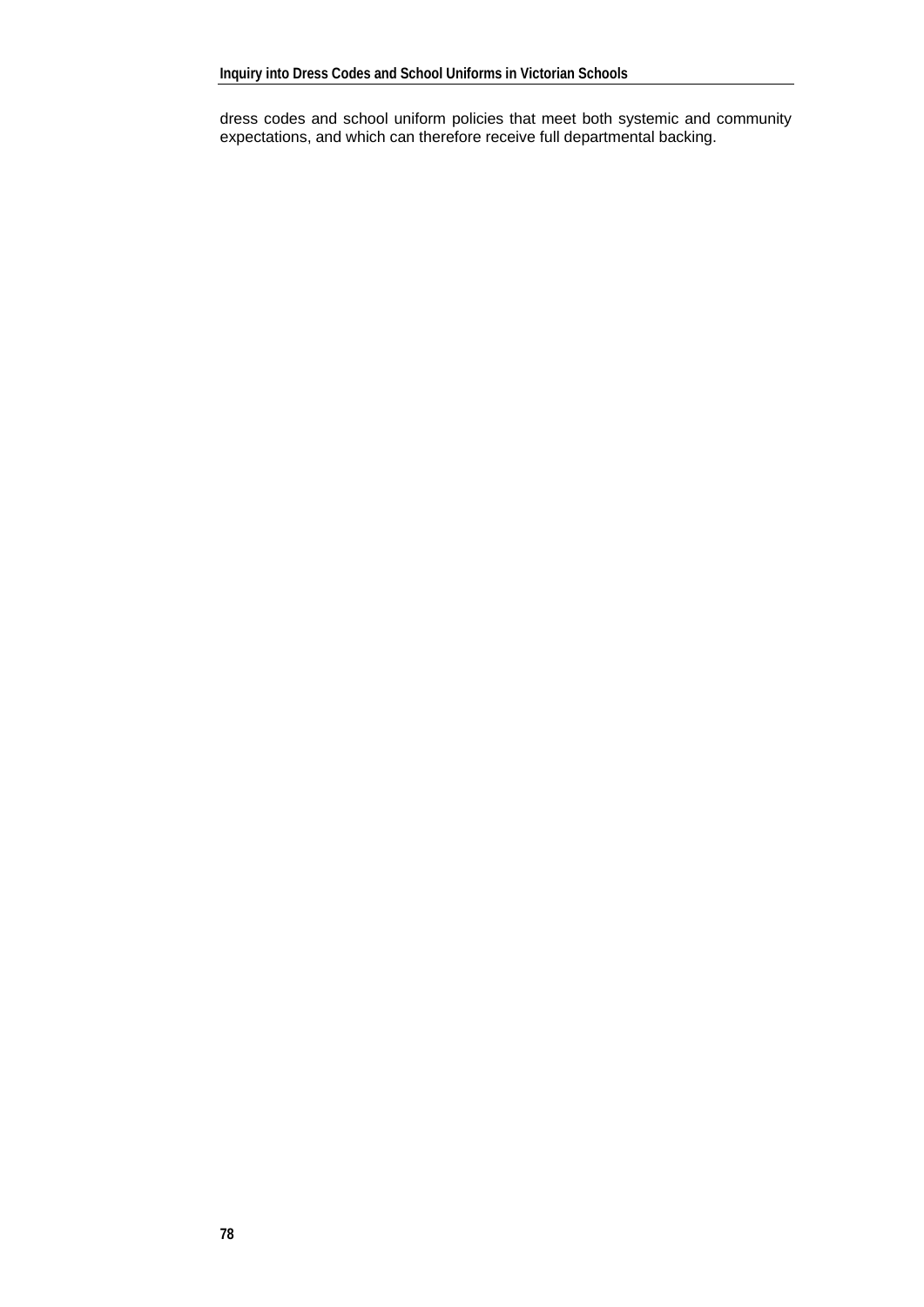dress codes and school uniform policies that meet both systemic and community expectations, and which can therefore receive full departmental backing.